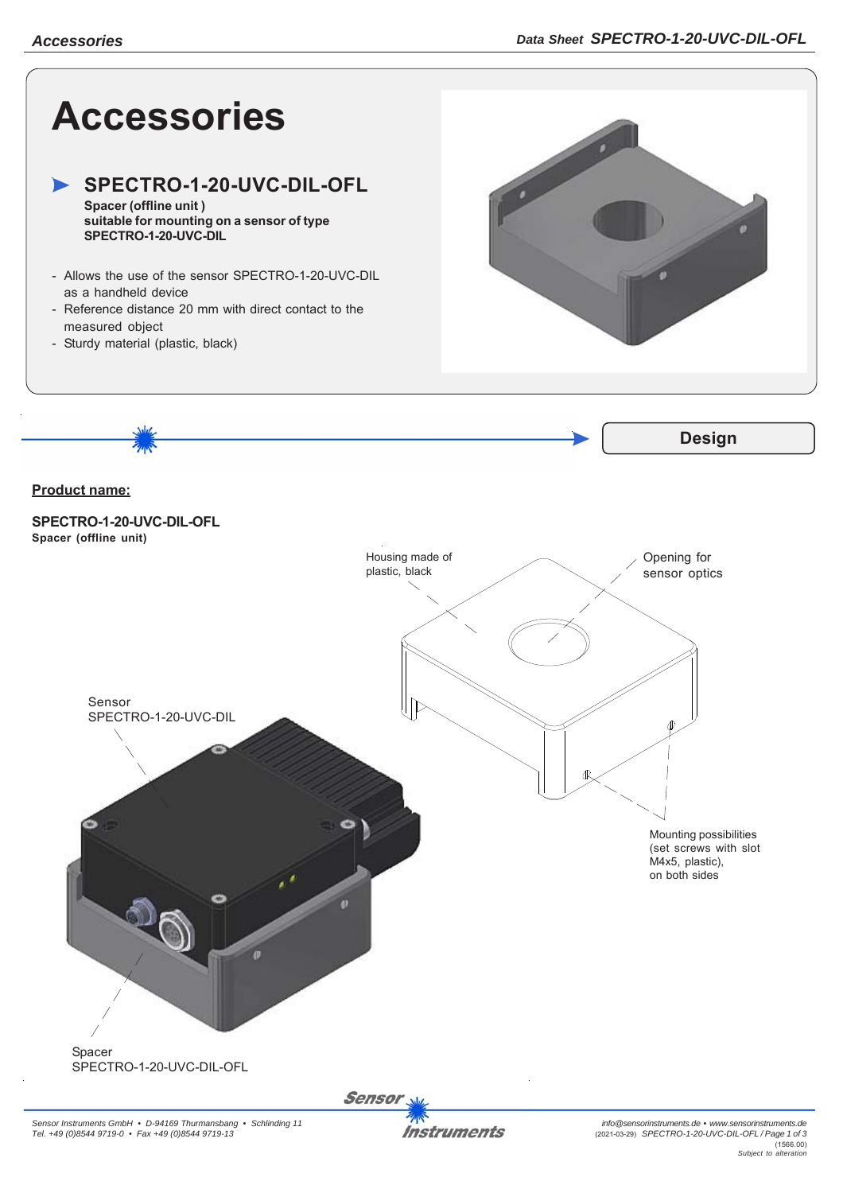# Accessories

## SPECTRO-1-20-UVC-DIL-OFL

**Spacer (offline unit )**
**suitable for mounting on a sensor of type**
**SPECTRO-1-20-UVC-DIL**

- Allows the use of the sensor SPECTRO-1-20-UVC-DIL as a handheld device
- Reference distance 20 mm with direct contact to the measured object
- Sturdy material (plastic, black)

## Design

**Product name:**

**SPECTRO-1-20-UVC-DIL-OFL**
**Spacer (offline unit)**

Housing made of plastic, black

Opening for sensor optics

Sensor
SPECTRO-1-20-UVC-DIL

Mounting possibilities (set screws with slot M4x5, plastic), on both sides

Spacer
SPECTRO-1-20-UVC-DIL-OFL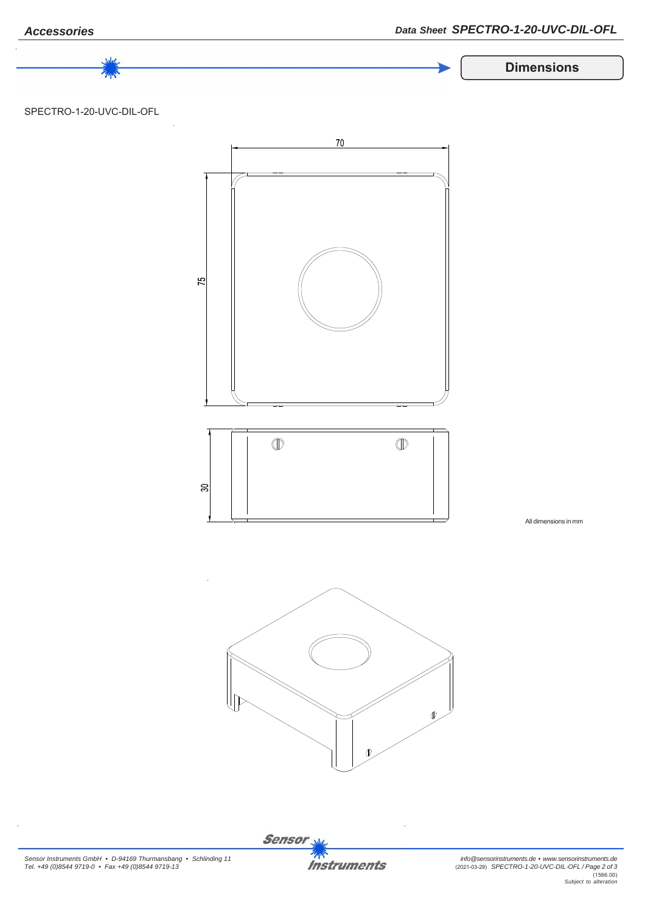## Dimensions

SPECTRO-1-20-UVC-DIL-OFL

70

75

30

All dimensions in mm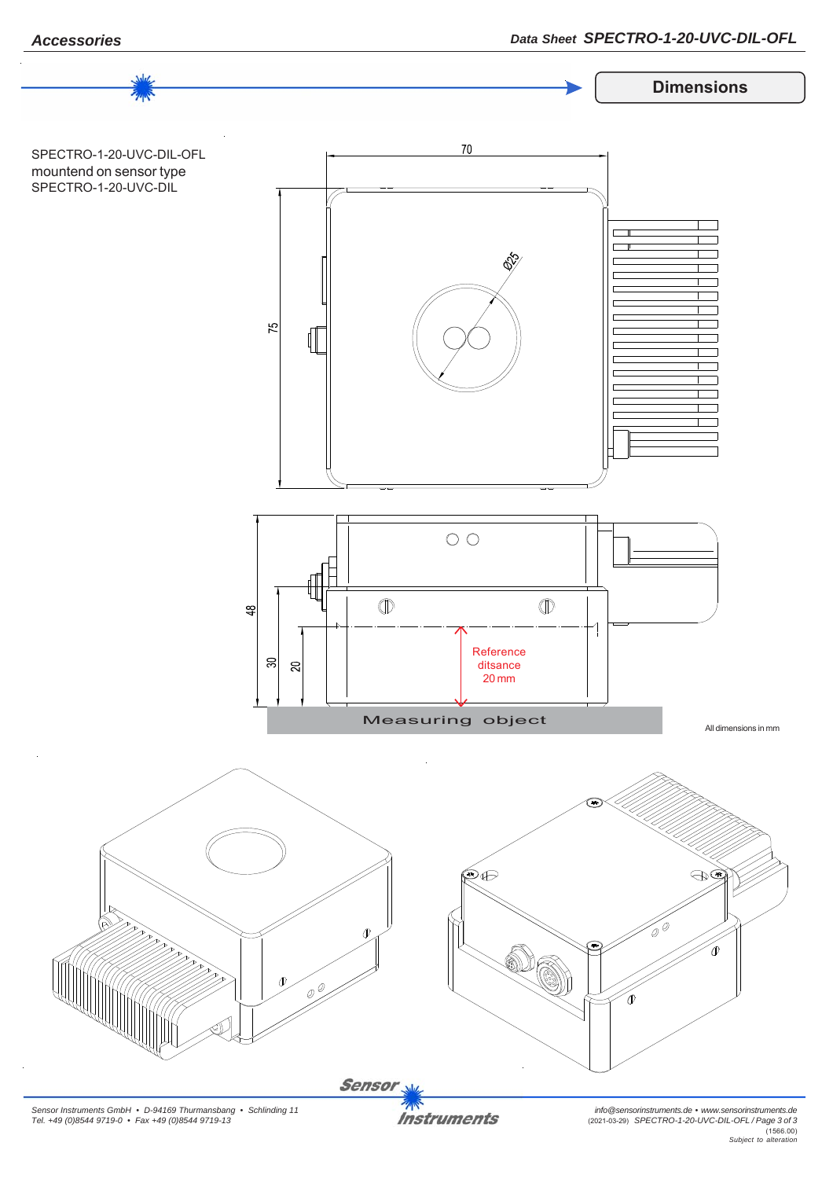## Dimensions

SPECTRO-1-20-UVC-DIL-OFL
mountend on sensor type
SPECTRO-1-20-UVC-DIL

70

75

Ø25

48

30

20

Reference
ditsance
20 mm

Measuring object

All dimensions in mm